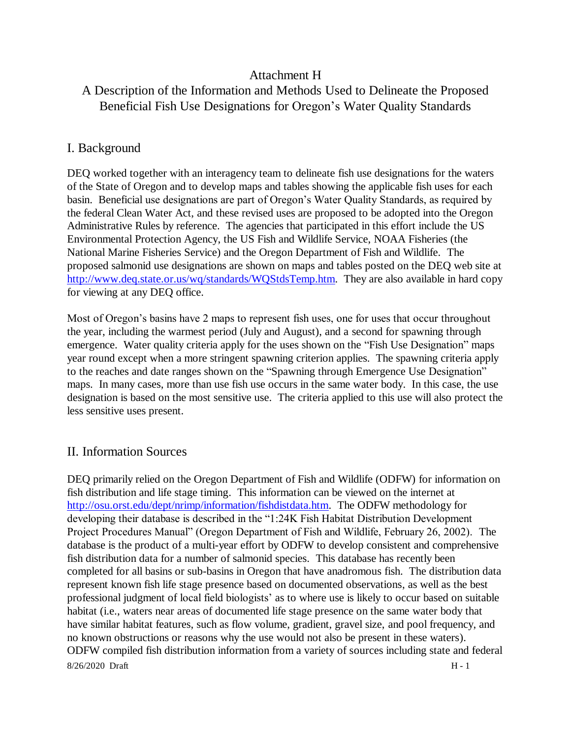# Attachment H

# A Description of the Information and Methods Used to Delineate the Proposed Beneficial Fish Use Designations for Oregon's Water Quality Standards

## I. Background

DEQ worked together with an interagency team to delineate fish use designations for the waters of the State of Oregon and to develop maps and tables showing the applicable fish uses for each basin. Beneficial use designations are part of Oregon's Water Quality Standards, as required by the federal Clean Water Act, and these revised uses are proposed to be adopted into the Oregon Administrative Rules by reference. The agencies that participated in this effort include the US Environmental Protection Agency, the US Fish and Wildlife Service, NOAA Fisheries (the National Marine Fisheries Service) and the Oregon Department of Fish and Wildlife. The proposed salmonid use designations are shown on maps and tables posted on the DEQ web site at http://www.deq.state.or.us/wq/standards/WQStdsTemp.htm. They are also available in hard copy for viewing at any DEQ office.

Most of Oregon's basins have 2 maps to represent fish uses, one for uses that occur throughout the year, including the warmest period (July and August), and a second for spawning through emergence. Water quality criteria apply for the uses shown on the "Fish Use Designation" maps year round except when a more stringent spawning criterion applies. The spawning criteria apply to the reaches and date ranges shown on the "Spawning through Emergence Use Designation" maps. In many cases, more than use fish use occurs in the same water body. In this case, the use designation is based on the most sensitive use. The criteria applied to this use will also protect the less sensitive uses present.

## II. Information Sources

DEQ primarily relied on the Oregon Department of Fish and Wildlife (ODFW) for information on fish distribution and life stage timing. This information can be viewed on the internet at http://osu.orst.edu/dept/nrimp/information/fishdistdata.htm. The ODFW methodology for developing their database is described in the "1:24K Fish Habitat Distribution Development Project Procedures Manual" (Oregon Department of Fish and Wildlife, February 26, 2002). The database is the product of a multi-year effort by ODFW to develop consistent and comprehensive fish distribution data for a number of salmonid species. This database has recently been completed for all basins or sub-basins in Oregon that have anadromous fish. The distribution data represent known fish life stage presence based on documented observations, as well as the best professional judgment of local field biologists' as to where use is likely to occur based on suitable habitat (i.e., waters near areas of documented life stage presence on the same water body that have similar habitat features, such as flow volume, gradient, gravel size, and pool frequency, and no known obstructions or reasons why the use would not also be present in these waters). ODFW compiled fish distribution information from a variety of sources including state and federal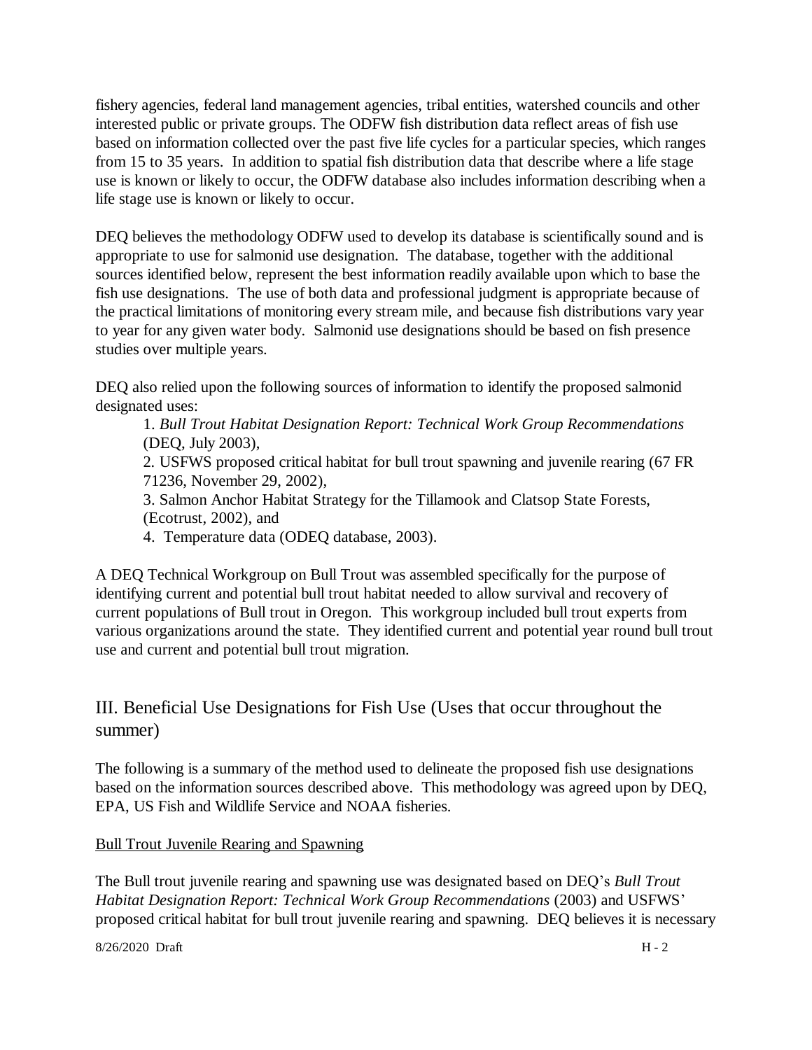fishery agencies, federal land management agencies, tribal entities, watershed councils and other interested public or private groups. The ODFW fish distribution data reflect areas of fish use based on information collected over the past five life cycles for a particular species, which ranges from 15 to 35 years. In addition to spatial fish distribution data that describe where a life stage use is known or likely to occur, the ODFW database also includes information describing when a life stage use is known or likely to occur.

DEQ believes the methodology ODFW used to develop its database is scientifically sound and is appropriate to use for salmonid use designation. The database, together with the additional sources identified below, represent the best information readily available upon which to base the fish use designations. The use of both data and professional judgment is appropriate because of the practical limitations of monitoring every stream mile, and because fish distributions vary year to year for any given water body. Salmonid use designations should be based on fish presence studies over multiple years.

DEQ also relied upon the following sources of information to identify the proposed salmonid designated uses:

1. *Bull Trout Habitat Designation Report: Technical Work Group Recommendations* (DEQ, July 2003),
2. USFWS proposed critical habitat for bull trout spawning and juvenile rearing (67 FR 71236, November 29, 2002),
3. Salmon Anchor Habitat Strategy for the Tillamook and Clatsop State Forests, (Ecotrust, 2002), and
4. Temperature data (ODEQ database, 2003).

A DEQ Technical Workgroup on Bull Trout was assembled specifically for the purpose of identifying current and potential bull trout habitat needed to allow survival and recovery of current populations of Bull trout in Oregon. This workgroup included bull trout experts from various organizations around the state. They identified current and potential year round bull trout use and current and potential bull trout migration.

## III. Beneficial Use Designations for Fish Use (Uses that occur throughout the summer)

The following is a summary of the method used to delineate the proposed fish use designations based on the information sources described above. This methodology was agreed upon by DEQ, EPA, US Fish and Wildlife Service and NOAA fisheries.

### Bull Trout Juvenile Rearing and Spawning

The Bull trout juvenile rearing and spawning use was designated based on DEQ's *Bull Trout Habitat Designation Report: Technical Work Group Recommendations* (2003) and USFWS' proposed critical habitat for bull trout juvenile rearing and spawning. DEQ believes it is necessary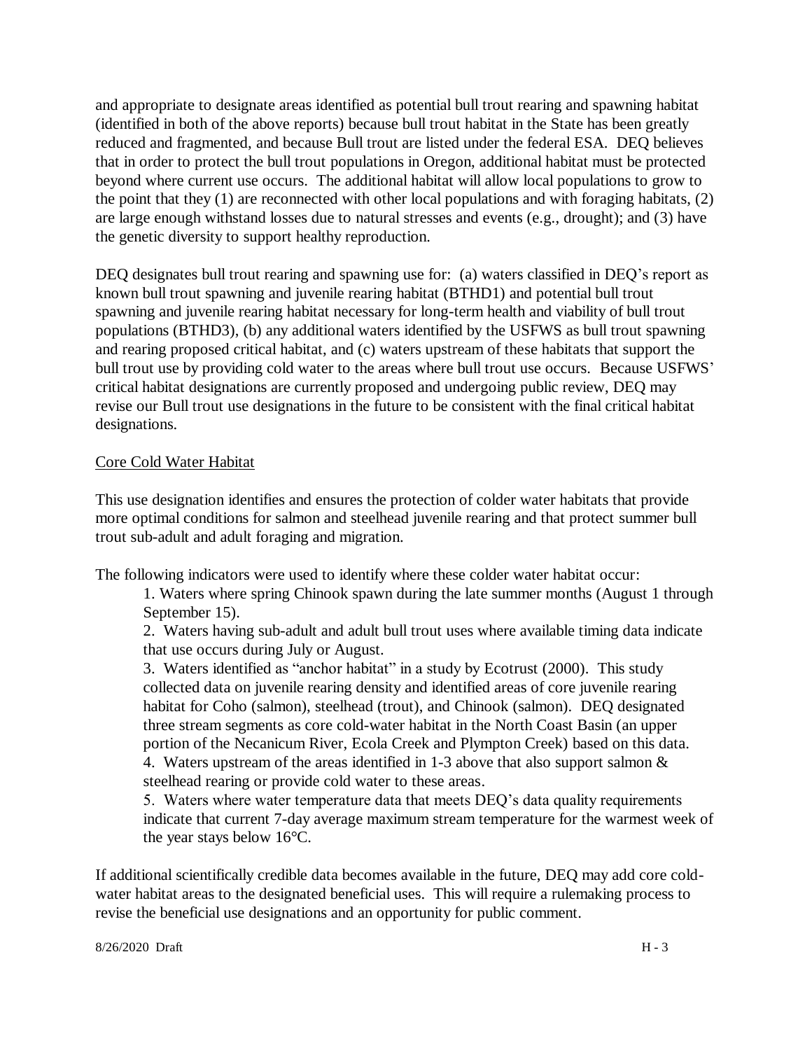and appropriate to designate areas identified as potential bull trout rearing and spawning habitat (identified in both of the above reports) because bull trout habitat in the State has been greatly reduced and fragmented, and because Bull trout are listed under the federal ESA. DEQ believes that in order to protect the bull trout populations in Oregon, additional habitat must be protected beyond where current use occurs. The additional habitat will allow local populations to grow to the point that they (1) are reconnected with other local populations and with foraging habitats, (2) are large enough withstand losses due to natural stresses and events (e.g., drought); and (3) have the genetic diversity to support healthy reproduction.

DEQ designates bull trout rearing and spawning use for: (a) waters classified in DEQ's report as known bull trout spawning and juvenile rearing habitat (BTHD1) and potential bull trout spawning and juvenile rearing habitat necessary for long-term health and viability of bull trout populations (BTHD3), (b) any additional waters identified by the USFWS as bull trout spawning and rearing proposed critical habitat, and (c) waters upstream of these habitats that support the bull trout use by providing cold water to the areas where bull trout use occurs. Because USFWS' critical habitat designations are currently proposed and undergoing public review, DEQ may revise our Bull trout use designations in the future to be consistent with the final critical habitat designations.

Core Cold Water Habitat

This use designation identifies and ensures the protection of colder water habitats that provide more optimal conditions for salmon and steelhead juvenile rearing and that protect summer bull trout sub-adult and adult foraging and migration.

The following indicators were used to identify where these colder water habitat occur:

1. Waters where spring Chinook spawn during the late summer months (August 1 through September 15).
2. Waters having sub-adult and adult bull trout uses where available timing data indicate that use occurs during July or August.
3. Waters identified as "anchor habitat" in a study by Ecotrust (2000). This study collected data on juvenile rearing density and identified areas of core juvenile rearing habitat for Coho (salmon), steelhead (trout), and Chinook (salmon). DEQ designated three stream segments as core cold-water habitat in the North Coast Basin (an upper portion of the Necanicum River, Ecola Creek and Plympton Creek) based on this data.
4. Waters upstream of the areas identified in 1-3 above that also support salmon & steelhead rearing or provide cold water to these areas.
5. Waters where water temperature data that meets DEQ's data quality requirements indicate that current 7-day average maximum stream temperature for the warmest week of the year stays below 16°C.

If additional scientifically credible data becomes available in the future, DEQ may add core cold-water habitat areas to the designated beneficial uses. This will require a rulemaking process to revise the beneficial use designations and an opportunity for public comment.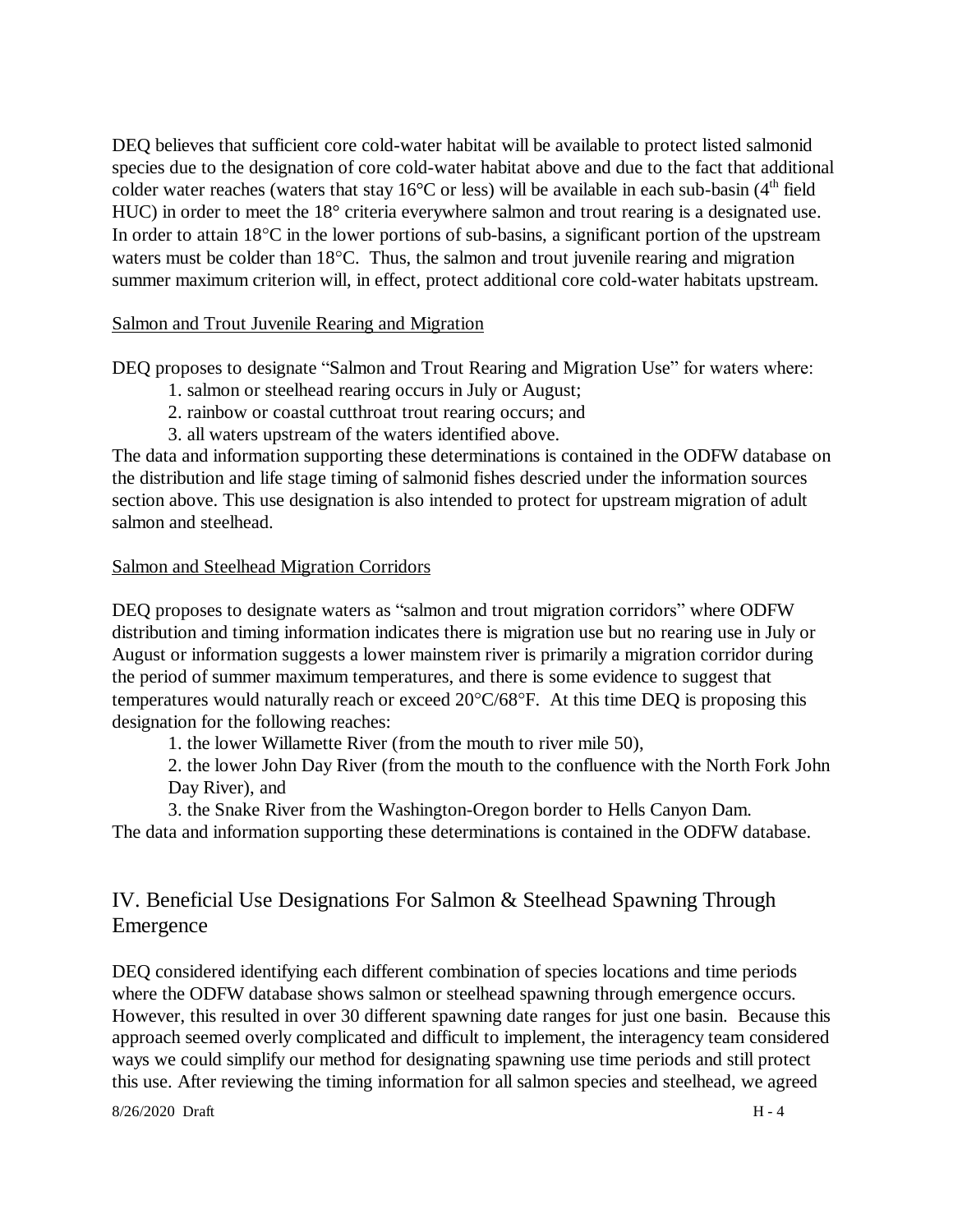DEQ believes that sufficient core cold-water habitat will be available to protect listed salmonid species due to the designation of core cold-water habitat above and due to the fact that additional colder water reaches (waters that stay 16°C or less) will be available in each sub-basin (4th field HUC) in order to meet the 18° criteria everywhere salmon and trout rearing is a designated use. In order to attain 18°C in the lower portions of sub-basins, a significant portion of the upstream waters must be colder than 18°C. Thus, the salmon and trout juvenile rearing and migration summer maximum criterion will, in effect, protect additional core cold-water habitats upstream.

Salmon and Trout Juvenile Rearing and Migration

DEQ proposes to designate "Salmon and Trout Rearing and Migration Use" for waters where:

1. salmon or steelhead rearing occurs in July or August;
2. rainbow or coastal cutthroat trout rearing occurs; and
3. all waters upstream of the waters identified above.

The data and information supporting these determinations is contained in the ODFW database on the distribution and life stage timing of salmonid fishes descried under the information sources section above. This use designation is also intended to protect for upstream migration of adult salmon and steelhead.

Salmon and Steelhead Migration Corridors

DEQ proposes to designate waters as "salmon and trout migration corridors" where ODFW distribution and timing information indicates there is migration use but no rearing use in July or August or information suggests a lower mainstem river is primarily a migration corridor during the period of summer maximum temperatures, and there is some evidence to suggest that temperatures would naturally reach or exceed 20°C/68°F. At this time DEQ is proposing this designation for the following reaches:

1. the lower Willamette River (from the mouth to river mile 50),
2. the lower John Day River (from the mouth to the confluence with the North Fork John Day River), and
3. the Snake River from the Washington-Oregon border to Hells Canyon Dam.

The data and information supporting these determinations is contained in the ODFW database.

## IV. Beneficial Use Designations For Salmon & Steelhead Spawning Through Emergence

DEQ considered identifying each different combination of species locations and time periods where the ODFW database shows salmon or steelhead spawning through emergence occurs. However, this resulted in over 30 different spawning date ranges for just one basin. Because this approach seemed overly complicated and difficult to implement, the interagency team considered ways we could simplify our method for designating spawning use time periods and still protect this use. After reviewing the timing information for all salmon species and steelhead, we agreed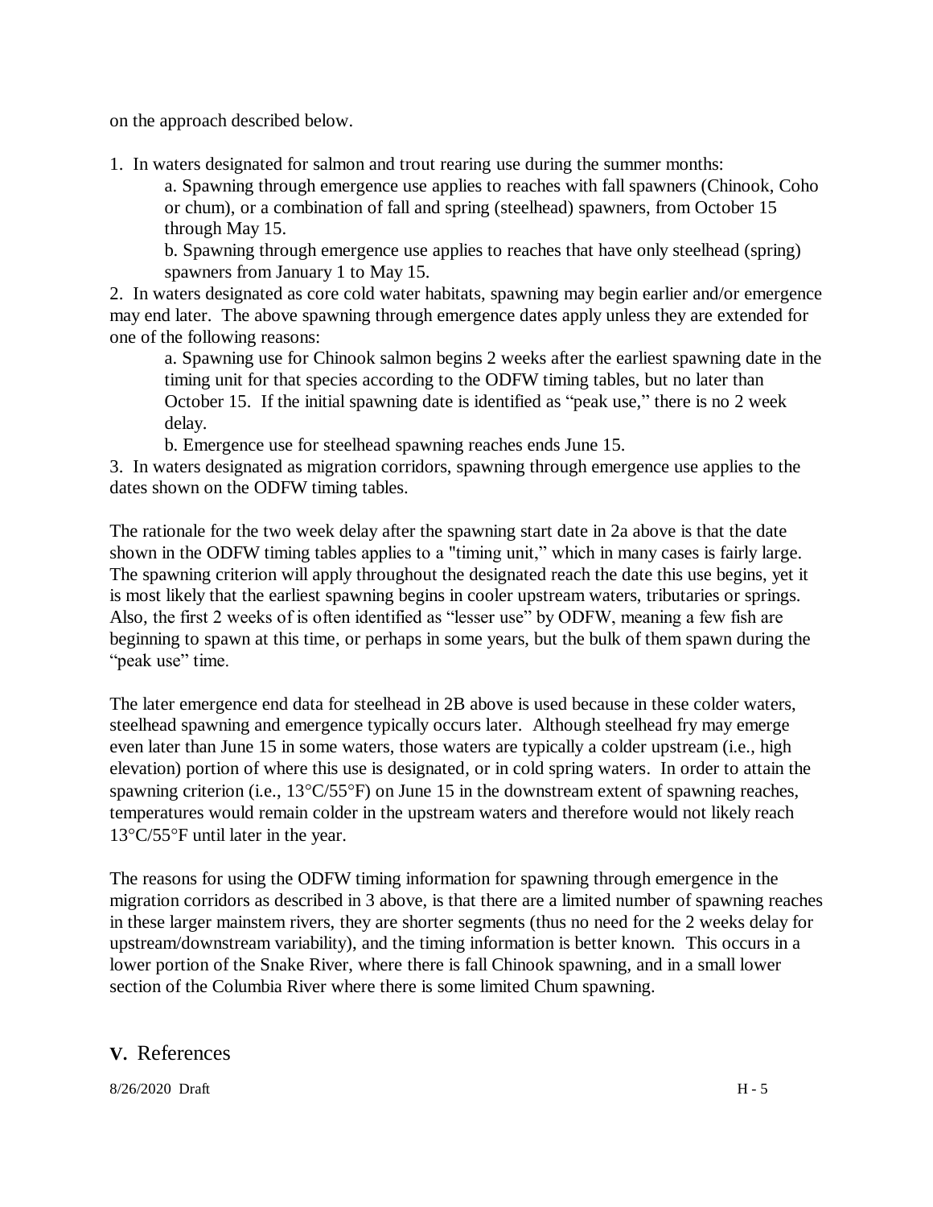on the approach described below.

1. In waters designated for salmon and trout rearing use during the summer months:
    a. Spawning through emergence use applies to reaches with fall spawners (Chinook, Coho or chum), or a combination of fall and spring (steelhead) spawners, from October 15 through May 15.
    b. Spawning through emergence use applies to reaches that have only steelhead (spring) spawners from January 1 to May 15.
2. In waters designated as core cold water habitats, spawning may begin earlier and/or emergence may end later. The above spawning through emergence dates apply unless they are extended for one of the following reasons:
    a. Spawning use for Chinook salmon begins 2 weeks after the earliest spawning date in the timing unit for that species according to the ODFW timing tables, but no later than October 15. If the initial spawning date is identified as "peak use," there is no 2 week delay.
    b. Emergence use for steelhead spawning reaches ends June 15.
3. In waters designated as migration corridors, spawning through emergence use applies to the dates shown on the ODFW timing tables.

The rationale for the two week delay after the spawning start date in 2a above is that the date shown in the ODFW timing tables applies to a "timing unit," which in many cases is fairly large. The spawning criterion will apply throughout the designated reach the date this use begins, yet it is most likely that the earliest spawning begins in cooler upstream waters, tributaries or springs. Also, the first 2 weeks of is often identified as "lesser use" by ODFW, meaning a few fish are beginning to spawn at this time, or perhaps in some years, but the bulk of them spawn during the "peak use" time.

The later emergence end data for steelhead in 2B above is used because in these colder waters, steelhead spawning and emergence typically occurs later. Although steelhead fry may emerge even later than June 15 in some waters, those waters are typically a colder upstream (i.e., high elevation) portion of where this use is designated, or in cold spring waters. In order to attain the spawning criterion (i.e., 13°C/55°F) on June 15 in the downstream extent of spawning reaches, temperatures would remain colder in the upstream waters and therefore would not likely reach 13°C/55°F until later in the year.

The reasons for using the ODFW timing information for spawning through emergence in the migration corridors as described in 3 above, is that there are a limited number of spawning reaches in these larger mainstem rivers, they are shorter segments (thus no need for the 2 weeks delay for upstream/downstream variability), and the timing information is better known. This occurs in a lower portion of the Snake River, where there is fall Chinook spawning, and in a small lower section of the Columbia River where there is some limited Chum spawning.

## V. References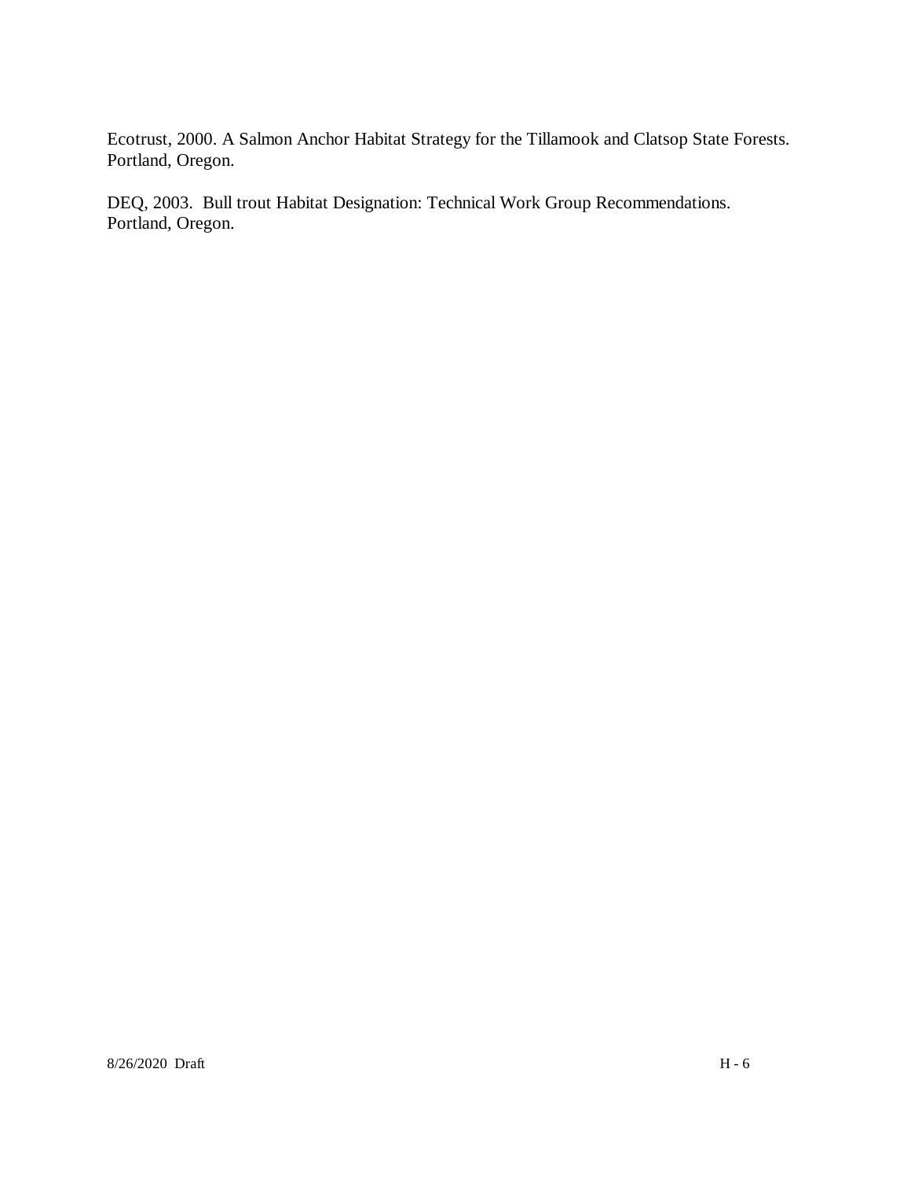Ecotrust, 2000. A Salmon Anchor Habitat Strategy for the Tillamook and Clatsop State Forests. Portland, Oregon.

DEQ, 2003. Bull trout Habitat Designation: Technical Work Group Recommendations. Portland, Oregon.